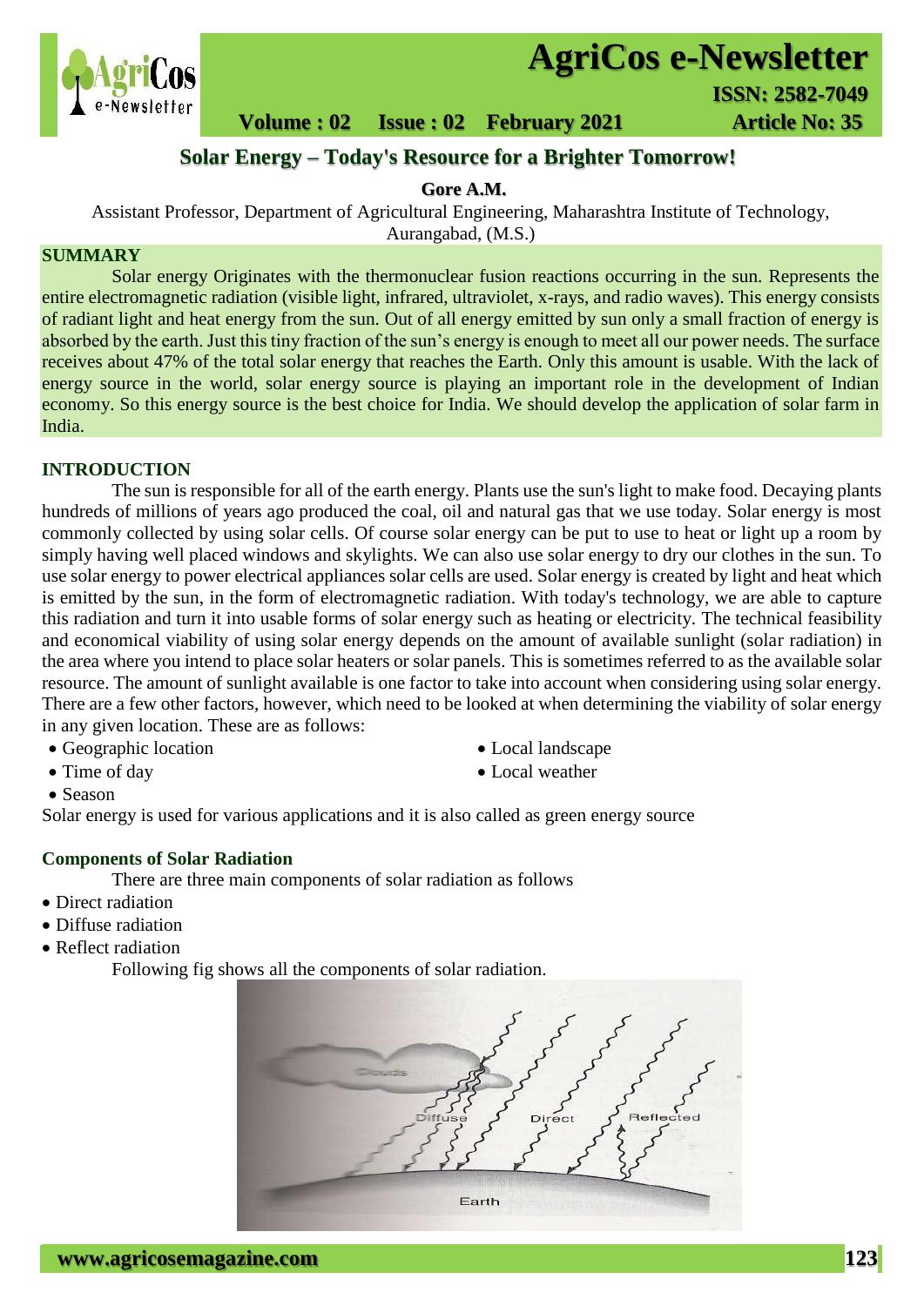# Solar Energy – Today's Resource for a Brighter Tomorrow!

**Gore A.M.**

Assistant Professor, Department of Agricultural Engineering, Maharashtra Institute of Technology, Aurangabad, (M.S.)

## SUMMARY

Solar energy Originates with the thermonuclear fusion reactions occurring in the sun. Represents the entire electromagnetic radiation (visible light, infrared, ultraviolet, x-rays, and radio waves). This energy consists of radiant light and heat energy from the sun. Out of all energy emitted by sun only a small fraction of energy is absorbed by the earth. Just this tiny fraction of the sun's energy is enough to meet all our power needs. The surface receives about 47% of the total solar energy that reaches the Earth. Only this amount is usable. With the lack of energy source in the world, solar energy source is playing an important role in the development of Indian economy. So this energy source is the best choice for India. We should develop the application of solar farm in India.

## INTRODUCTION

The sun is responsible for all of the earth energy. Plants use the sun's light to make food. Decaying plants hundreds of millions of years ago produced the coal, oil and natural gas that we use today. Solar energy is most commonly collected by using solar cells. Of course solar energy can be put to use to heat or light up a room by simply having well placed windows and skylights. We can also use solar energy to dry our clothes in the sun. To use solar energy to power electrical appliances solar cells are used. Solar energy is created by light and heat which is emitted by the sun, in the form of electromagnetic radiation. With today's technology, we are able to capture this radiation and turn it into usable forms of solar energy such as heating or electricity. The technical feasibility and economical viability of using solar energy depends on the amount of available sunlight (solar radiation) in the area where you intend to place solar heaters or solar panels. This is sometimes referred to as the available solar resource. The amount of sunlight available is one factor to take into account when considering using solar energy. There are a few other factors, however, which need to be looked at when determining the viability of solar energy in any given location. These are as follows:

- Geographic location
- Time of day
- Season
- Local landscape
- Local weather

Solar energy is used for various applications and it is also called as green energy source

### Components of Solar Radiation

There are three main components of solar radiation as follows

- Direct radiation
- Diffuse radiation
- Reflect radiation

Following fig shows all the components of solar radiation.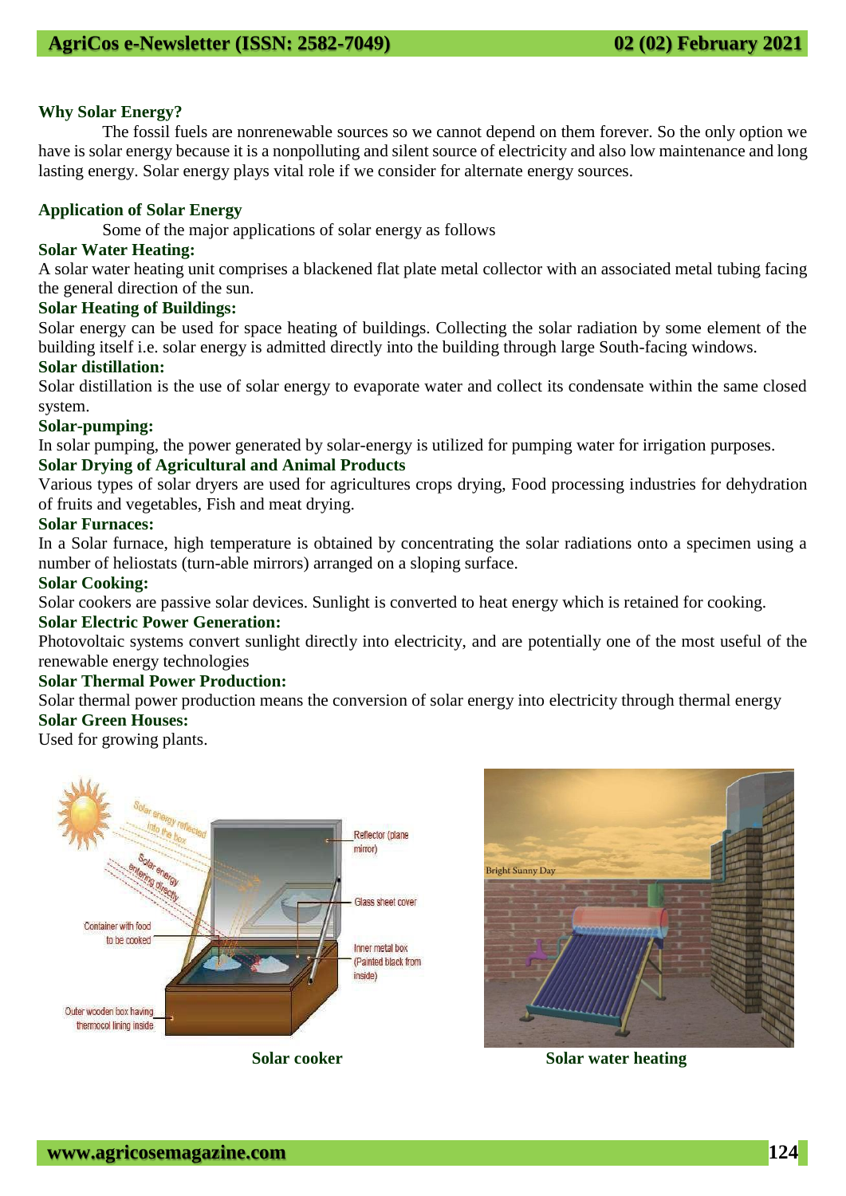## Why Solar Energy?

The fossil fuels are nonrenewable sources so we cannot depend on them forever. So the only option we have is solar energy because it is a nonpolluting and silent source of electricity and also low maintenance and long lasting energy. Solar energy plays vital role if we consider for alternate energy sources.

## Application of Solar Energy

Some of the major applications of solar energy as follows

### Solar Water Heating:

A solar water heating unit comprises a blackened flat plate metal collector with an associated metal tubing facing the general direction of the sun.

### Solar Heating of Buildings:

Solar energy can be used for space heating of buildings. Collecting the solar radiation by some element of the building itself i.e. solar energy is admitted directly into the building through large South-facing windows.

### Solar distillation:

Solar distillation is the use of solar energy to evaporate water and collect its condensate within the same closed system.

### Solar-pumping:

In solar pumping, the power generated by solar-energy is utilized for pumping water for irrigation purposes.

### Solar Drying of Agricultural and Animal Products

Various types of solar dryers are used for agricultures crops drying, Food processing industries for dehydration of fruits and vegetables, Fish and meat drying.

### Solar Furnaces:

In a Solar furnace, high temperature is obtained by concentrating the solar radiations onto a specimen using a number of heliostats (turn-able mirrors) arranged on a sloping surface.

### Solar Cooking:

Solar cookers are passive solar devices. Sunlight is converted to heat energy which is retained for cooking.

### Solar Electric Power Generation:

Photovoltaic systems convert sunlight directly into electricity, and are potentially one of the most useful of the renewable energy technologies

### Solar Thermal Power Production:

Solar thermal power production means the conversion of solar energy into electricity through thermal energy

### Solar Green Houses:

Used for growing plants.

**Solar cooker**

**Solar water heating**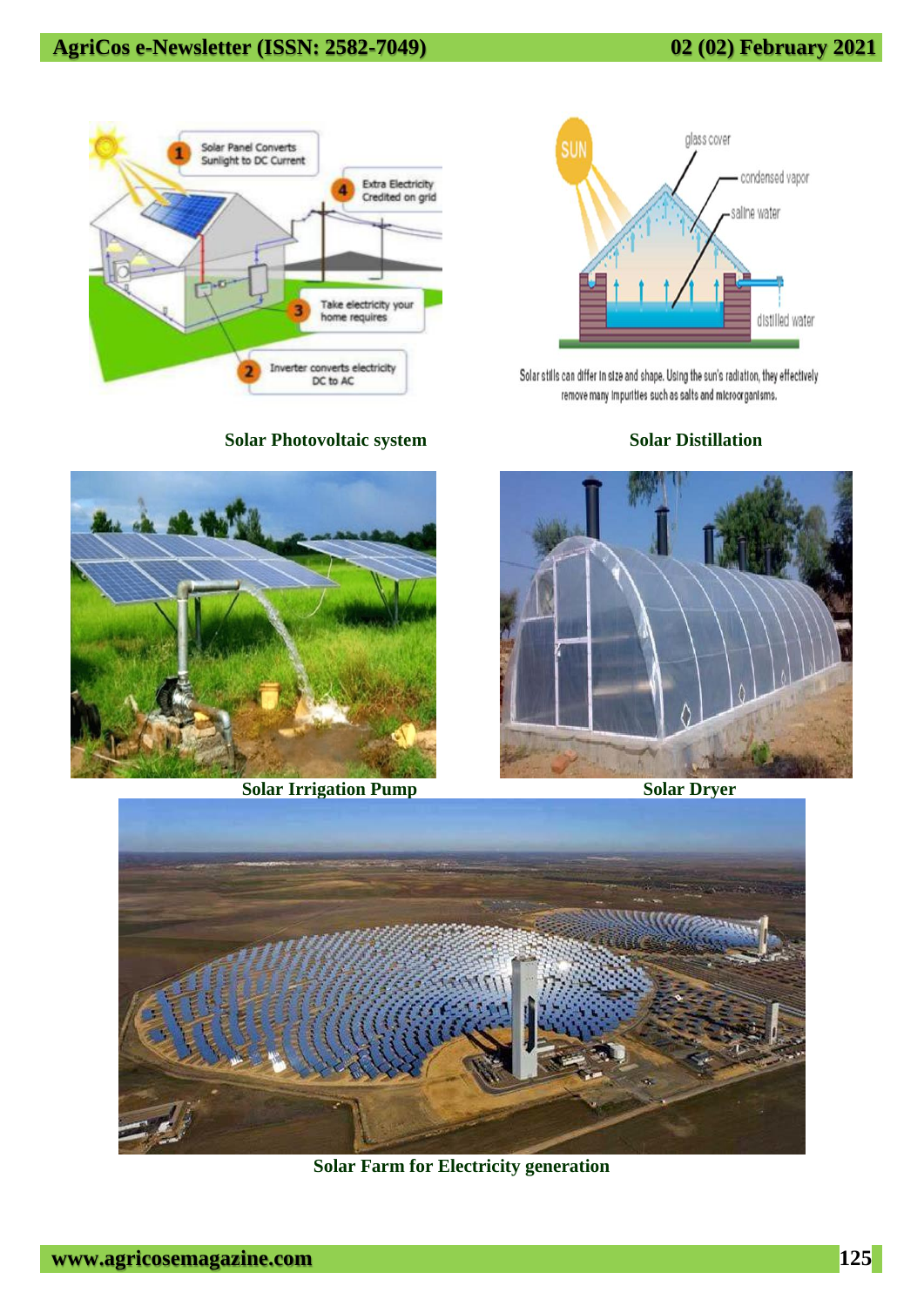Solar Photovoltaic system

Solar Distillation

Solar Irrigation Pump

Solar Dryer

Solar Farm for Electricity generation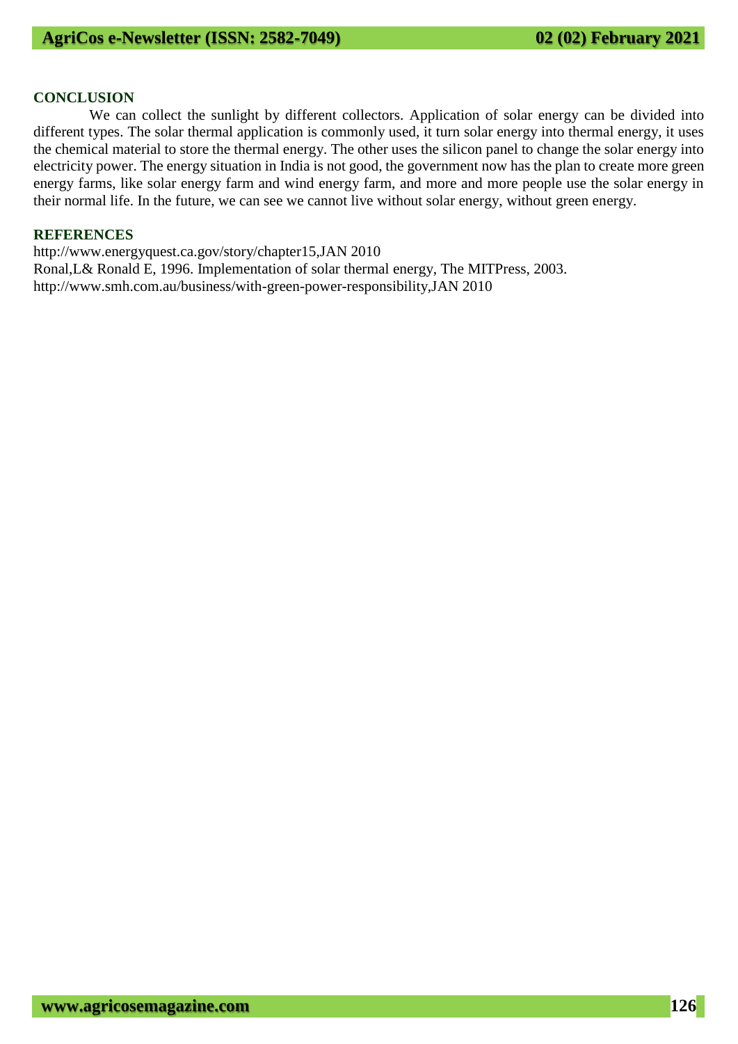## CONCLUSION

We can collect the sunlight by different collectors. Application of solar energy can be divided into different types. The solar thermal application is commonly used, it turn solar energy into thermal energy, it uses the chemical material to store the thermal energy. The other uses the silicon panel to change the solar energy into electricity power. The energy situation in India is not good, the government now has the plan to create more green energy farms, like solar energy farm and wind energy farm, and more and more people use the solar energy in their normal life. In the future, we can see we cannot live without solar energy, without green energy.

## REFERENCES

http://www.energyquest.ca.gov/story/chapter15,JAN 2010

Ronal,L& Ronald E, 1996. Implementation of solar thermal energy, The MITPress, 2003.

http://www.smh.com.au/business/with-green-power-responsibility,JAN 2010